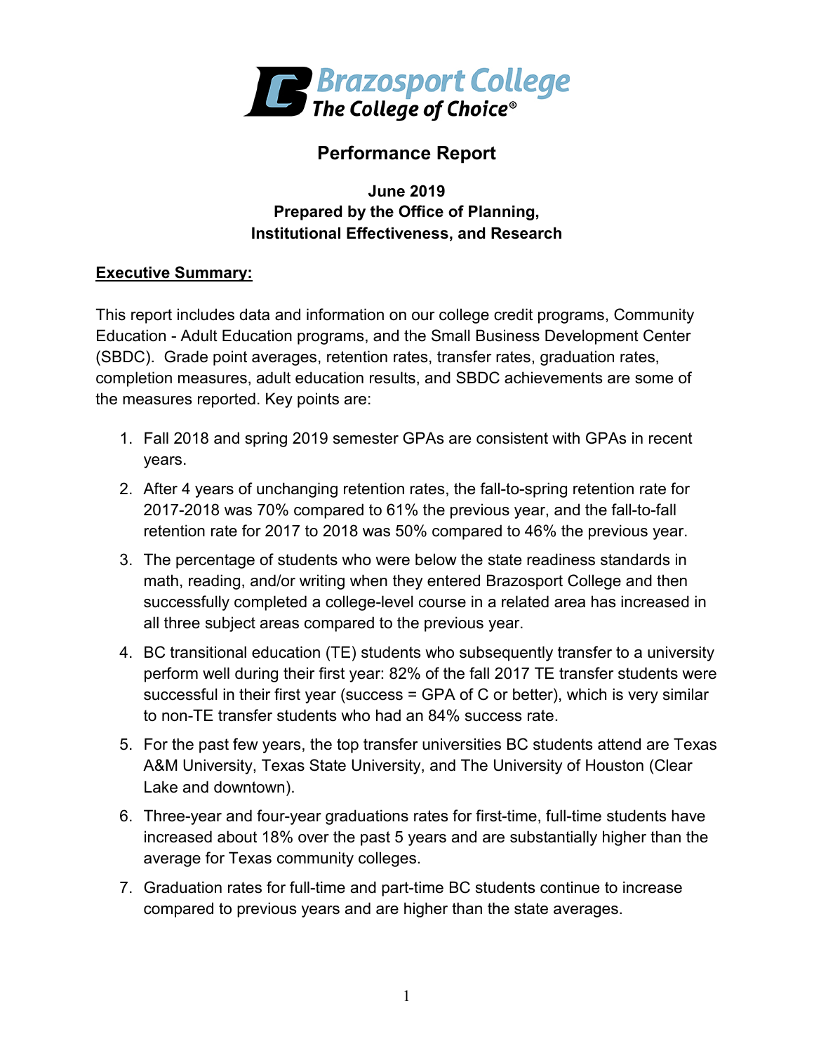**Brazosport College**
*The College of Choice®*

# Performance Report

**June 2019**
**Prepared by the Office of Planning, Institutional Effectiveness, and Research**

## Executive Summary:

This report includes data and information on our college credit programs, Community Education - Adult Education programs, and the Small Business Development Center (SBDC). Grade point averages, retention rates, transfer rates, graduation rates, completion measures, adult education results, and SBDC achievements are some of the measures reported. Key points are:

1. Fall 2018 and spring 2019 semester GPAs are consistent with GPAs in recent years.
2. After 4 years of unchanging retention rates, the fall-to-spring retention rate for 2017-2018 was 70% compared to 61% the previous year, and the fall-to-fall retention rate for 2017 to 2018 was 50% compared to 46% the previous year.
3. The percentage of students who were below the state readiness standards in math, reading, and/or writing when they entered Brazosport College and then successfully completed a college-level course in a related area has increased in all three subject areas compared to the previous year.
4. BC transitional education (TE) students who subsequently transfer to a university perform well during their first year: 82% of the fall 2017 TE transfer students were successful in their first year (success = GPA of C or better), which is very similar to non-TE transfer students who had an 84% success rate.
5. For the past few years, the top transfer universities BC students attend are Texas A&M University, Texas State University, and The University of Houston (Clear Lake and downtown).
6. Three-year and four-year graduations rates for first-time, full-time students have increased about 18% over the past 5 years and are substantially higher than the average for Texas community colleges.
7. Graduation rates for full-time and part-time BC students continue to increase compared to previous years and are higher than the state averages.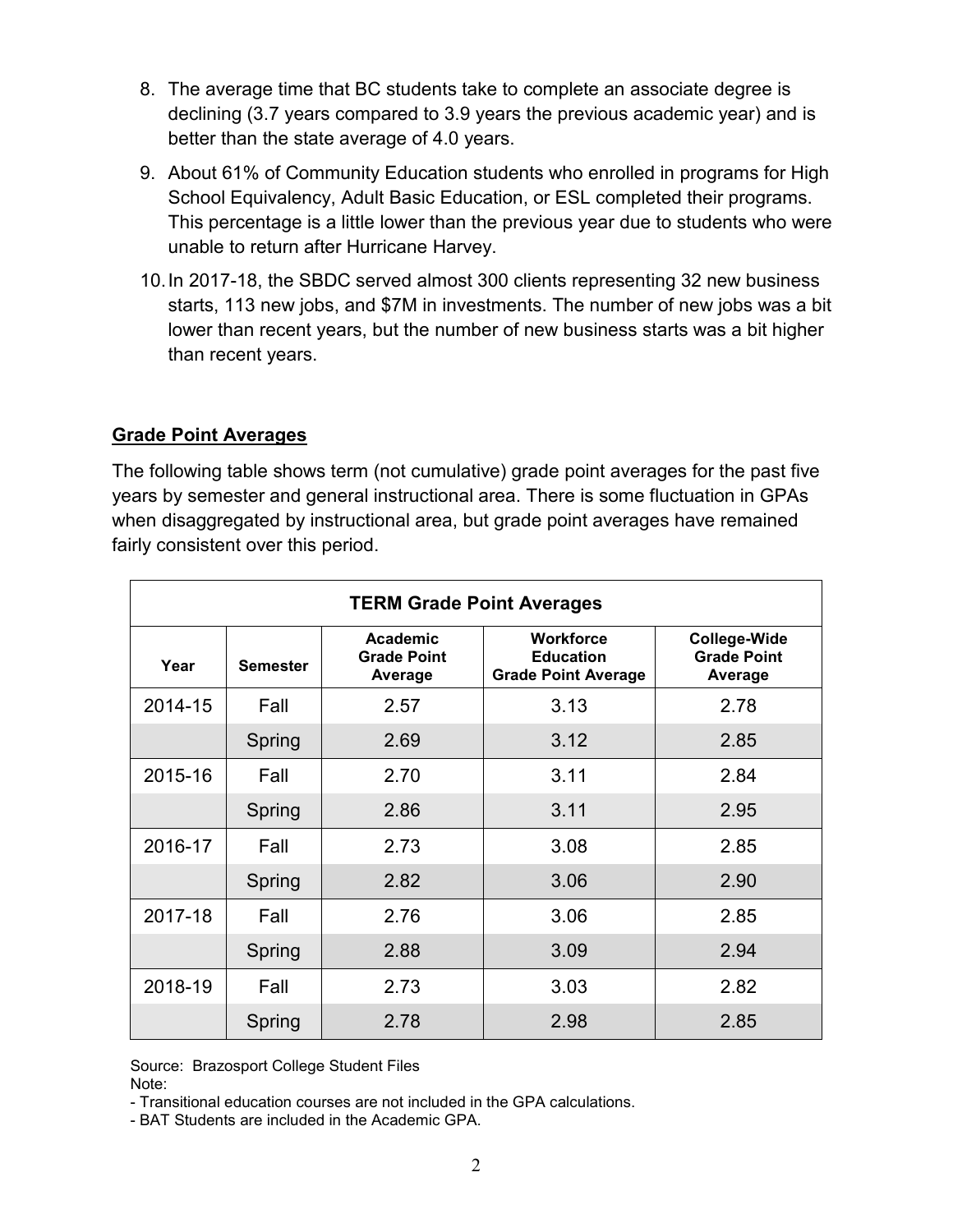8. The average time that BC students take to complete an associate degree is declining (3.7 years compared to 3.9 years the previous academic year) and is better than the state average of 4.0 years.
9. About 61% of Community Education students who enrolled in programs for High School Equivalency, Adult Basic Education, or ESL completed their programs. This percentage is a little lower than the previous year due to students who were unable to return after Hurricane Harvey.
10. In 2017-18, the SBDC served almost 300 clients representing 32 new business starts, 113 new jobs, and $7M in investments. The number of new jobs was a bit lower than recent years, but the number of new business starts was a bit higher than recent years.

## Grade Point Averages

The following table shows term (not cumulative) grade point averages for the past five years by semester and general instructional area. There is some fluctuation in GPAs when disaggregated by instructional area, but grade point averages have remained fairly consistent over this period.

| TERM Grade Point Averages | | | | |
|---|---|---|---|---|
| **Year** | **Semester** | **Academic Grade Point Average** | **Workforce Education Grade Point Average** | **College-Wide Grade Point Average** |
| 2014-15 | Fall | 2.57 | 3.13 | 2.78 |
| | Spring | 2.69 | 3.12 | 2.85 |
| 2015-16 | Fall | 2.70 | 3.11 | 2.84 |
| | Spring | 2.86 | 3.11 | 2.95 |
| 2016-17 | Fall | 2.73 | 3.08 | 2.85 |
| | Spring | 2.82 | 3.06 | 2.90 |
| 2017-18 | Fall | 2.76 | 3.06 | 2.85 |
| | Spring | 2.88 | 3.09 | 2.94 |
| 2018-19 | Fall | 2.73 | 3.03 | 2.82 |
| | Spring | 2.78 | 2.98 | 2.85 |

Source: Brazosport College Student Files

Note:

- Transitional education courses are not included in the GPA calculations.
- BAT Students are included in the Academic GPA.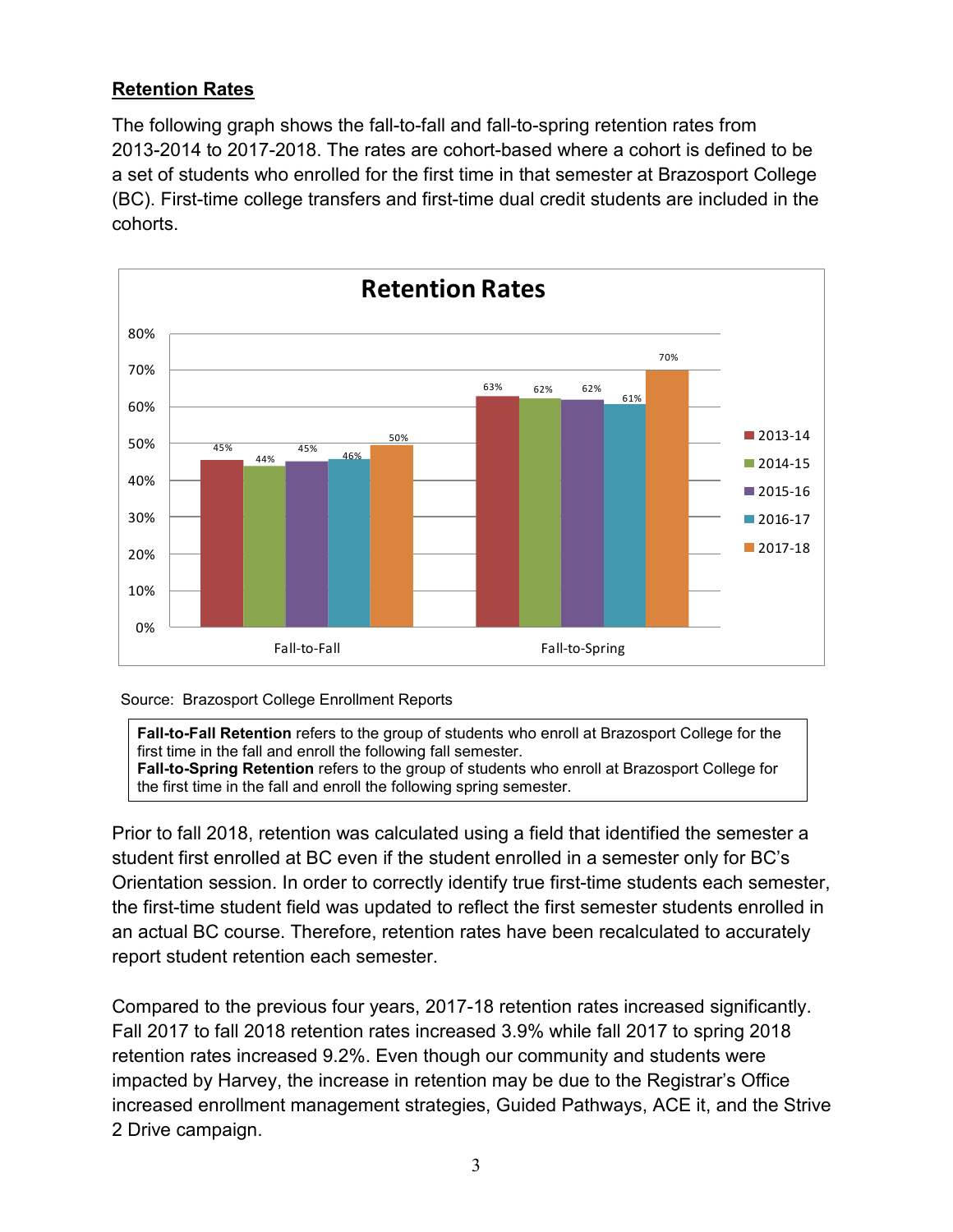**Retention Rates**

The following graph shows the fall-to-fall and fall-to-spring retention rates from 2013-2014 to 2017-2018. The rates are cohort-based where a cohort is defined to be a set of students who enrolled for the first time in that semester at Brazosport College (BC). First-time college transfers and first-time dual credit students are included in the cohorts.

**Retention Rates**

| | 2013-14 | 2014-15 | 2015-16 | 2016-17 | 2017-18 |
|---|---|---|---|---|---|
| Fall-to-Fall | 45% | 44% | 45% | 46% | 50% |
| Fall-to-Spring | 63% | 62% | 62% | 61% | 70% |

Source: Brazosport College Enrollment Reports

**Fall-to-Fall Retention** refers to the group of students who enroll at Brazosport College for the first time in the fall and enroll the following fall semester.
**Fall-to-Spring Retention** refers to the group of students who enroll at Brazosport College for the first time in the fall and enroll the following spring semester.

Prior to fall 2018, retention was calculated using a field that identified the semester a student first enrolled at BC even if the student enrolled in a semester only for BC's Orientation session. In order to correctly identify true first-time students each semester, the first-time student field was updated to reflect the first semester students enrolled in an actual BC course. Therefore, retention rates have been recalculated to accurately report student retention each semester.

Compared to the previous four years, 2017-18 retention rates increased significantly. Fall 2017 to fall 2018 retention rates increased 3.9% while fall 2017 to spring 2018 retention rates increased 9.2%. Even though our community and students were impacted by Harvey, the increase in retention may be due to the Registrar's Office increased enrollment management strategies, Guided Pathways, ACE it, and the Strive 2 Drive campaign.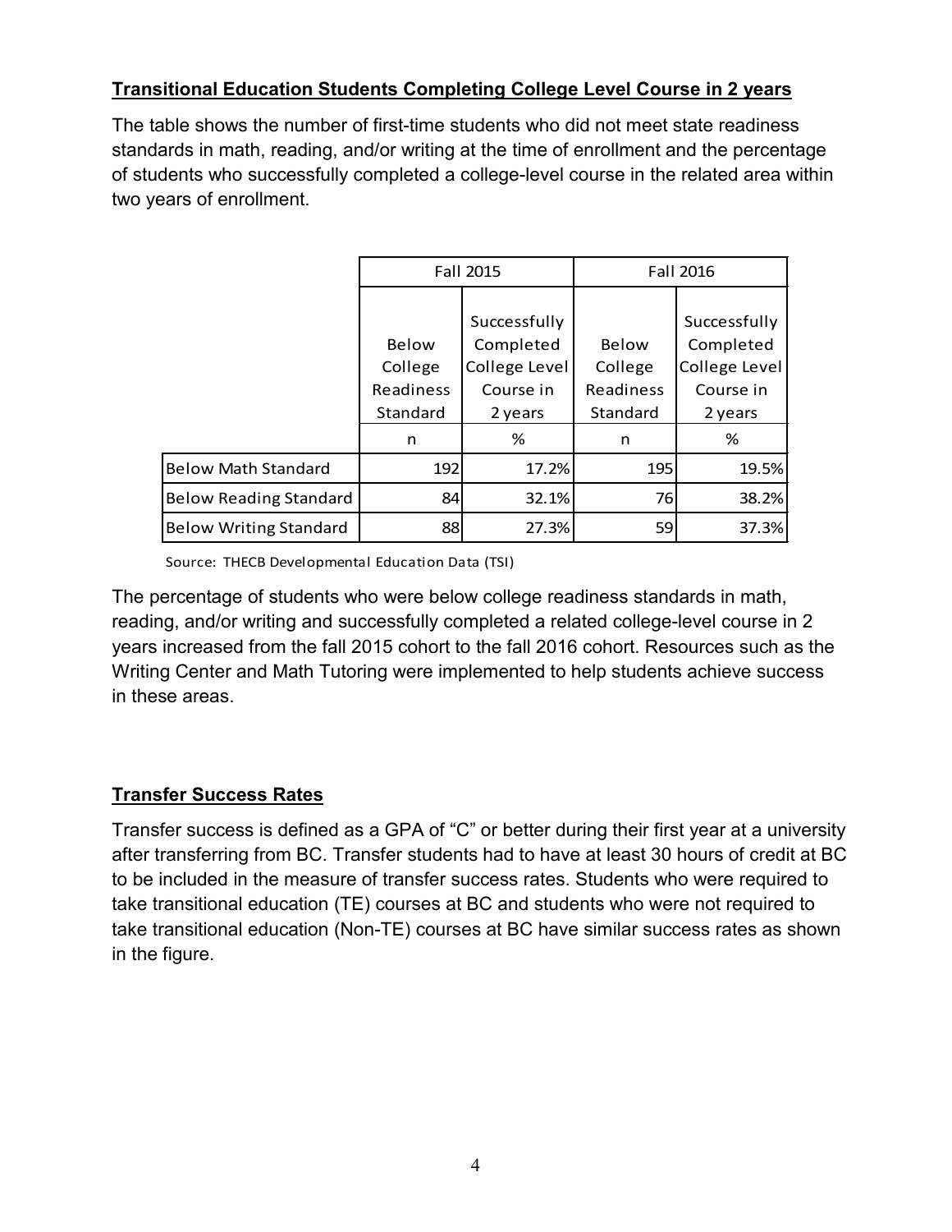**Transitional Education Students Completing College Level Course in 2 years**

The table shows the number of first-time students who did not meet state readiness standards in math, reading, and/or writing at the time of enrollment and the percentage of students who successfully completed a college-level course in the related area within two years of enrollment.

| | Fall 2015 | | Fall 2016 | |
|---|---|---|---|---|
| | Below College Readiness Standard | Successfully Completed College Level Course in 2 years | Below College Readiness Standard | Successfully Completed College Level Course in 2 years |
| | n | % | n | % |
| Below Math Standard | 192 | 17.2% | 195 | 19.5% |
| Below Reading Standard | 84 | 32.1% | 76 | 38.2% |
| Below Writing Standard | 88 | 27.3% | 59 | 37.3% |

Source: THECB Developmental Education Data (TSI)

The percentage of students who were below college readiness standards in math, reading, and/or writing and successfully completed a related college-level course in 2 years increased from the fall 2015 cohort to the fall 2016 cohort. Resources such as the Writing Center and Math Tutoring were implemented to help students achieve success in these areas.

**Transfer Success Rates**

Transfer success is defined as a GPA of "C" or better during their first year at a university after transferring from BC. Transfer students had to have at least 30 hours of credit at BC to be included in the measure of transfer success rates. Students who were required to take transitional education (TE) courses at BC and students who were not required to take transitional education (Non-TE) courses at BC have similar success rates as shown in the figure.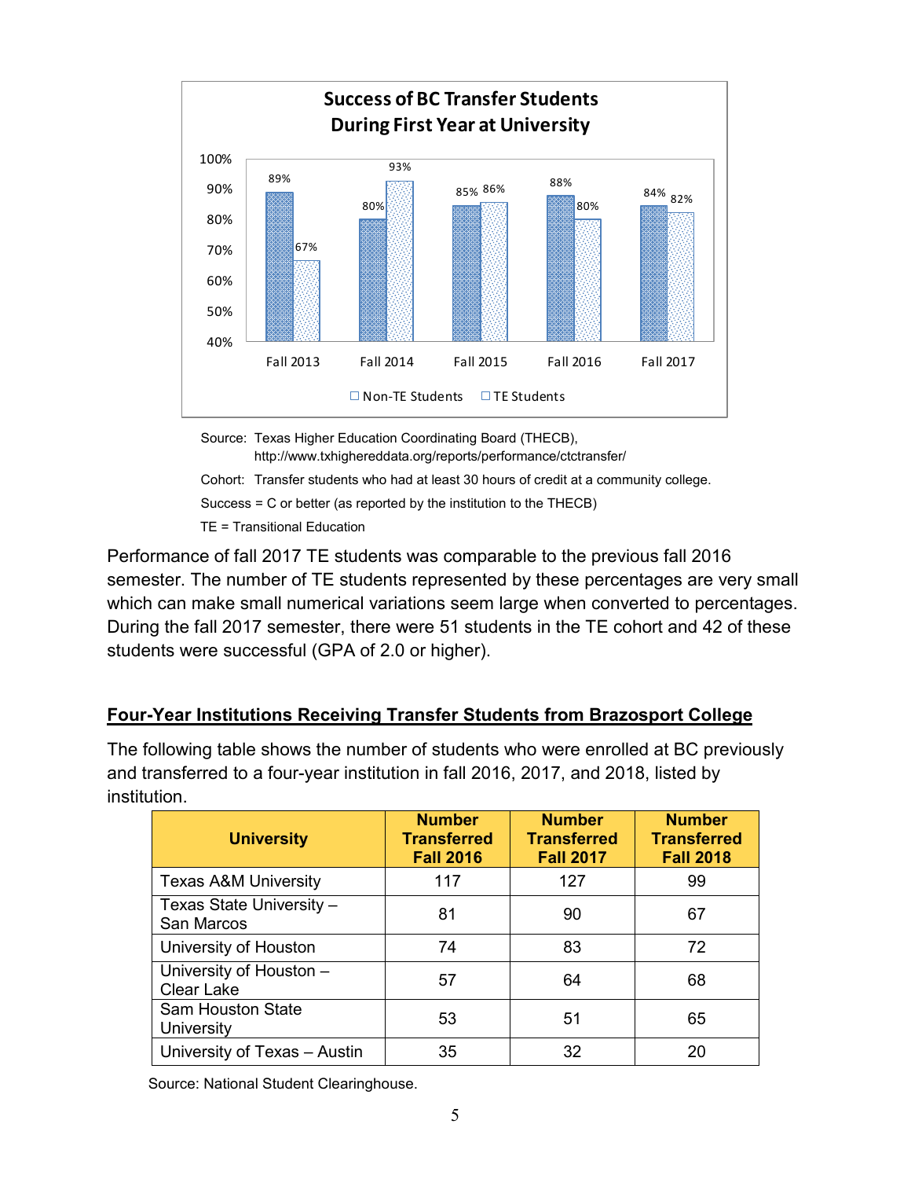**Success of BC Transfer Students During First Year at University**

| | Fall 2013 | Fall 2014 | Fall 2015 | Fall 2016 | Fall 2017 |
|---|---|---|---|---|---|
| Non-TE Students | 89% | 80% | 85% | 88% | 84% |
| TE Students | 67% | 93% | 86% | 80% | 82% |

Source: Texas Higher Education Coordinating Board (THECB), http://www.txhighereddata.org/reports/performance/ctctransfer/

Cohort: Transfer students who had at least 30 hours of credit at a community college.

Success = C or better (as reported by the institution to the THECB)

TE = Transitional Education

Performance of fall 2017 TE students was comparable to the previous fall 2016 semester. The number of TE students represented by these percentages are very small which can make small numerical variations seem large when converted to percentages. During the fall 2017 semester, there were 51 students in the TE cohort and 42 of these students were successful (GPA of 2.0 or higher).

## Four-Year Institutions Receiving Transfer Students from Brazosport College

The following table shows the number of students who were enrolled at BC previously and transferred to a four-year institution in fall 2016, 2017, and 2018, listed by institution.

| University | Number Transferred Fall 2016 | Number Transferred Fall 2017 | Number Transferred Fall 2018 |
|---|---|---|---|
| Texas A&M University | 117 | 127 | 99 |
| Texas State University – San Marcos | 81 | 90 | 67 |
| University of Houston | 74 | 83 | 72 |
| University of Houston – Clear Lake | 57 | 64 | 68 |
| Sam Houston State University | 53 | 51 | 65 |
| University of Texas – Austin | 35 | 32 | 20 |

Source: National Student Clearinghouse.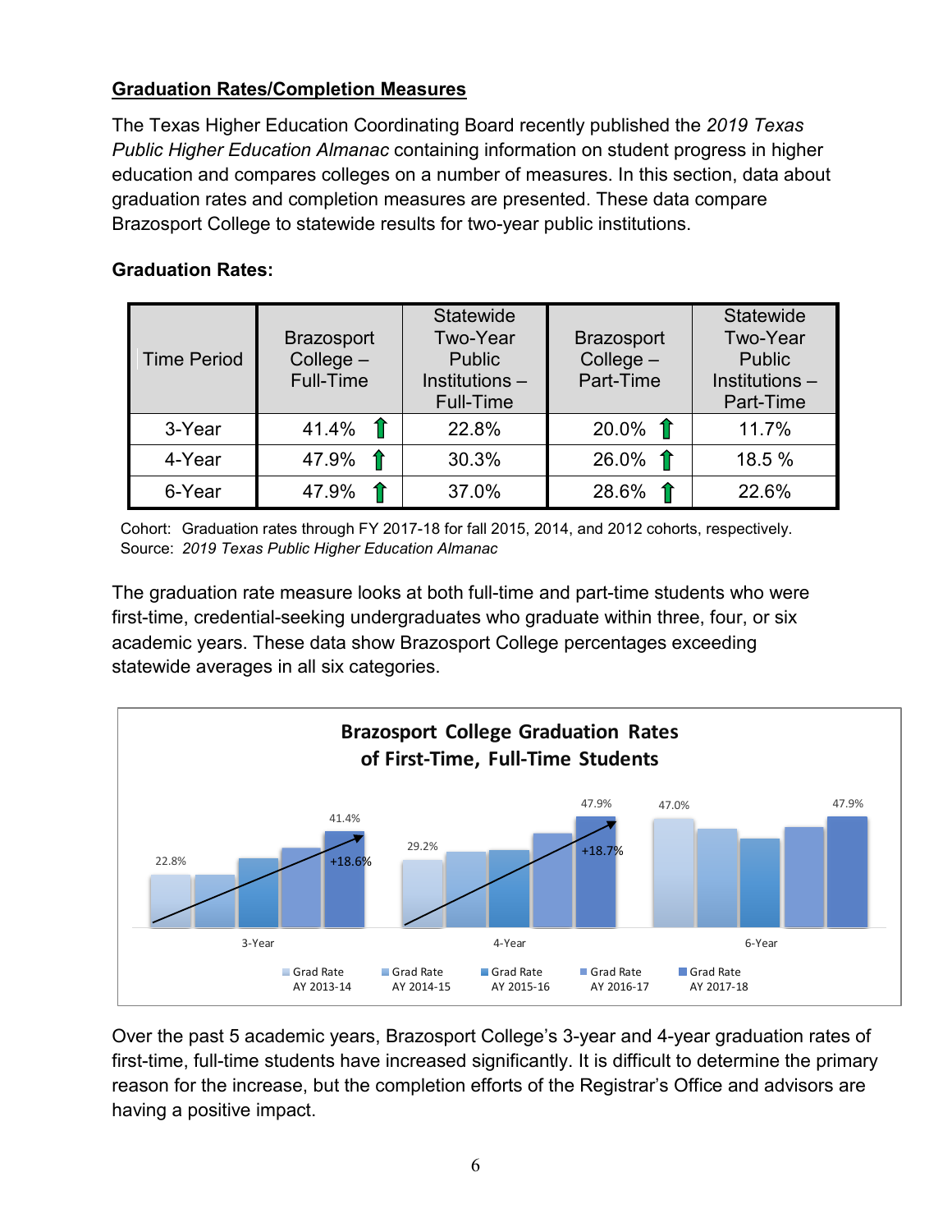**Graduation Rates/Completion Measures**

The Texas Higher Education Coordinating Board recently published the *2019 Texas Public Higher Education Almanac* containing information on student progress in higher education and compares colleges on a number of measures. In this section, data about graduation rates and completion measures are presented. These data compare Brazosport College to statewide results for two-year public institutions.

**Graduation Rates:**

| Time Period | Brazosport College – Full-Time | Statewide Two-Year Public Institutions – Full-Time | Brazosport College – Part-Time | Statewide Two-Year Public Institutions – Part-Time |
|---|---|---|---|---|
| 3-Year | 41.4% ↑ | 22.8% | 20.0% ↑ | 11.7% |
| 4-Year | 47.9% ↑ | 30.3% | 26.0% ↑ | 18.5 % |
| 6-Year | 47.9% ↑ | 37.0% | 28.6% ↑ | 22.6% |

Cohort: Graduation rates through FY 2017-18 for fall 2015, 2014, and 2012 cohorts, respectively.
Source: *2019 Texas Public Higher Education Almanac*

The graduation rate measure looks at both full-time and part-time students who were first-time, credential-seeking undergraduates who graduate within three, four, or six academic years. These data show Brazosport College percentages exceeding statewide averages in all six categories.

**Brazosport College Graduation Rates of First-Time, Full-Time Students**

| | Grad Rate AY 2013-14 | Grad Rate AY 2014-15 | Grad Rate AY 2015-16 | Grad Rate AY 2016-17 | Grad Rate AY 2017-18 | Change |
|---|---|---|---|---|---|---|
| 3-Year | 22.8% | | | | 41.4% | +18.6% |
| 4-Year | 29.2% | | | | 47.9% | +18.7% |
| 6-Year | 47.0% | | | | 47.9% | |

Over the past 5 academic years, Brazosport College's 3-year and 4-year graduation rates of first-time, full-time students have increased significantly. It is difficult to determine the primary reason for the increase, but the completion efforts of the Registrar's Office and advisors are having a positive impact.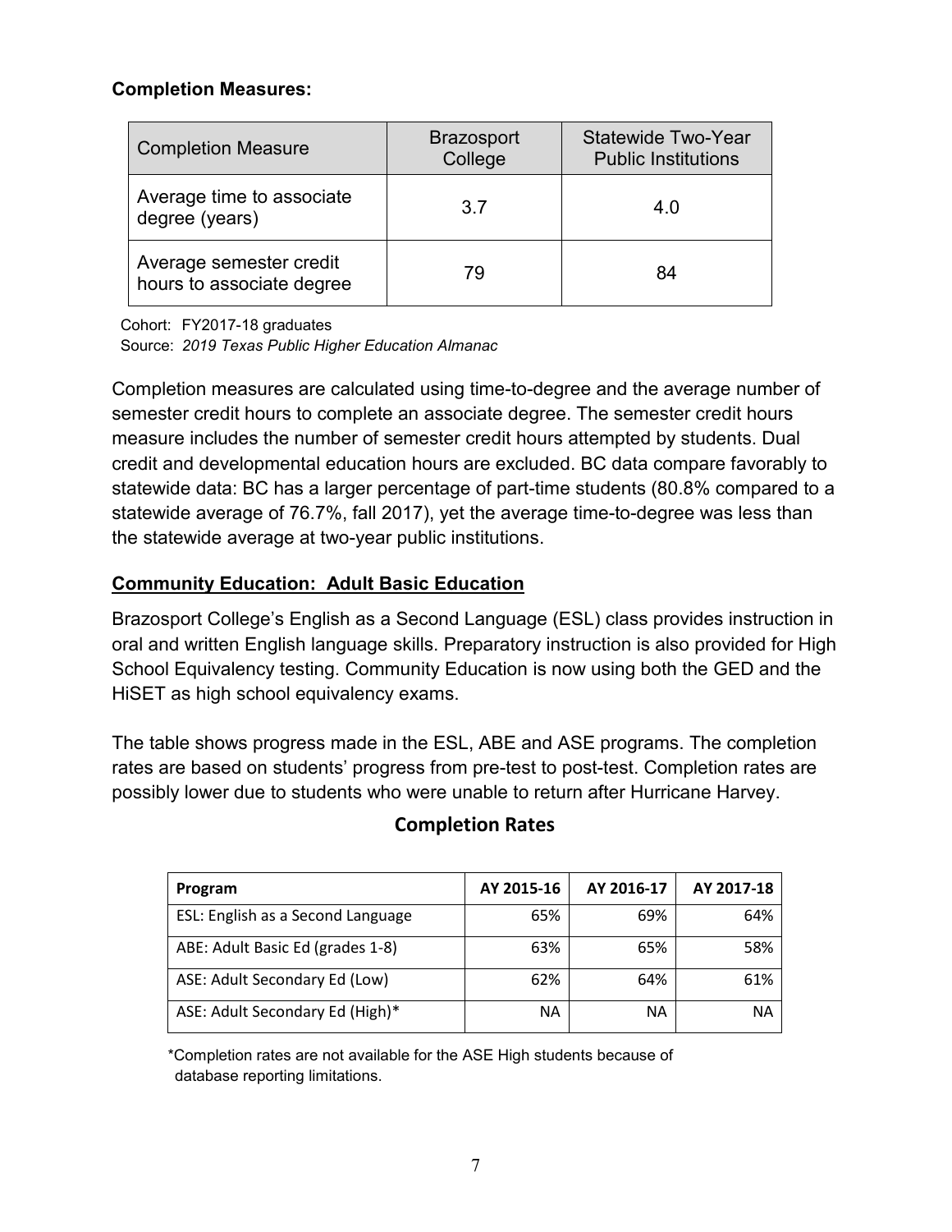**Completion Measures:**

| Completion Measure | Brazosport College | Statewide Two-Year Public Institutions |
|---|---|---|
| Average time to associate degree (years) | 3.7 | 4.0 |
| Average semester credit hours to associate degree | 79 | 84 |

Cohort: FY2017-18 graduates
Source: *2019 Texas Public Higher Education Almanac*

Completion measures are calculated using time-to-degree and the average number of semester credit hours to complete an associate degree. The semester credit hours measure includes the number of semester credit hours attempted by students. Dual credit and developmental education hours are excluded. BC data compare favorably to statewide data: BC has a larger percentage of part-time students (80.8% compared to a statewide average of 76.7%, fall 2017), yet the average time-to-degree was less than the statewide average at two-year public institutions.

## Community Education: Adult Basic Education

Brazosport College's English as a Second Language (ESL) class provides instruction in oral and written English language skills. Preparatory instruction is also provided for High School Equivalency testing. Community Education is now using both the GED and the HiSET as high school equivalency exams.

The table shows progress made in the ESL, ABE and ASE programs. The completion rates are based on students' progress from pre-test to post-test. Completion rates are possibly lower due to students who were unable to return after Hurricane Harvey.

**Completion Rates**

| Program | AY 2015-16 | AY 2016-17 | AY 2017-18 |
|---|---|---|---|
| ESL: English as a Second Language | 65% | 69% | 64% |
| ABE: Adult Basic Ed (grades 1-8) | 63% | 65% | 58% |
| ASE: Adult Secondary Ed (Low) | 62% | 64% | 61% |
| ASE: Adult Secondary Ed (High)* | NA | NA | NA |

*Completion rates are not available for the ASE High students because of database reporting limitations.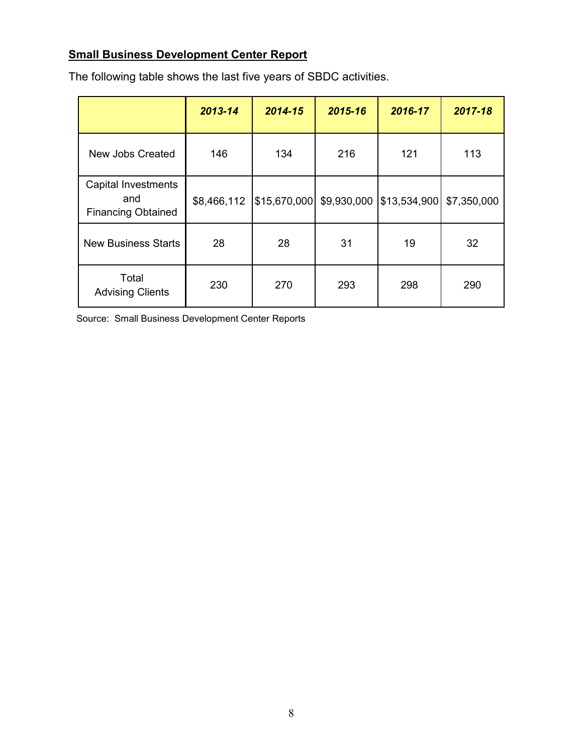**Small Business Development Center Report**

The following table shows the last five years of SBDC activities.

| | *2013-14* | *2014-15* | *2015-16* | *2016-17* | *2017-18* |
|---|---|---|---|---|---|
| New Jobs Created | 146 | 134 | 216 | 121 | 113 |
| Capital Investments and Financing Obtained | $8,466,112 | $15,670,000 | $9,930,000 | $13,534,900 | $7,350,000 |
| New Business Starts | 28 | 28 | 31 | 19 | 32 |
| Total Advising Clients | 230 | 270 | 293 | 298 | 290 |

Source: Small Business Development Center Reports